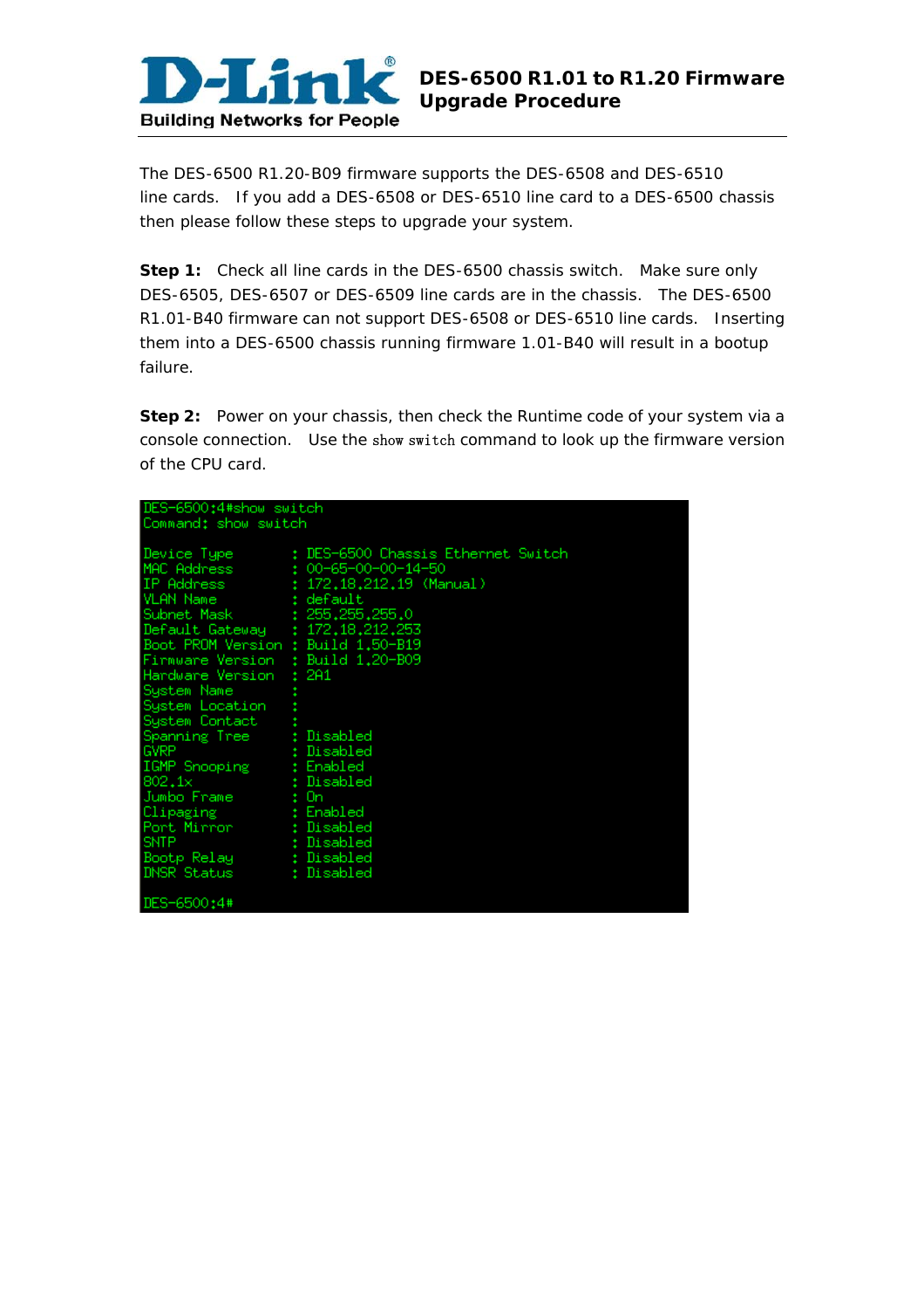# DES-6500 R1.01 to R1.20 Firmware Upgrade Procedure

The DES-6500 R1.20-B09 firmware supports the DES-6508 and DES-6510 line cards. If you add a DES-6508 or DES-6510 line card to a DES-6500 chassis then please follow these steps to upgrade your system.

**Step 1:** Check all line cards in the DES-6500 chassis switch. Make sure only DES-6505, DES-6507 or DES-6509 line cards are in the chassis. The DES-6500 R1.01-B40 firmware can not support DES-6508 or DES-6510 line cards. Inserting them into a DES-6500 chassis running firmware 1.01-B40 will result in a bootup failure.

**Step 2:** Power on your chassis, then check the Runtime code of your system via a console connection. Use the show switch command to look up the firmware version of the CPU card.

```
DES-6500:4#show switch
Command: show switch

Device Type        : DES-6500 Chassis Ethernet Switch
MAC Address        : 00-65-00-00-14-50
IP Address         : 172.18.212.19 (Manual)
VLAN Name          : default
Subnet Mask        : 255.255.255.0
Default Gateway    : 172.18.212.253
Boot PROM Version  : Build 1.50-B19
Firmware Version   : Build 1.20-B09
Hardware Version   : 2A1
System Name        :
System Location    :
System Contact     :
Spanning Tree      : Disabled
GVRP               : Disabled
IGMP Snooping      : Enabled
802.1x             : Disabled
Jumbo Frame        : On
Clipaging          : Enabled
Port Mirror        : Disabled
SNTP               : Disabled
Bootp Relay        : Disabled
DNSR Status        : Disabled

DES-6500:4#
```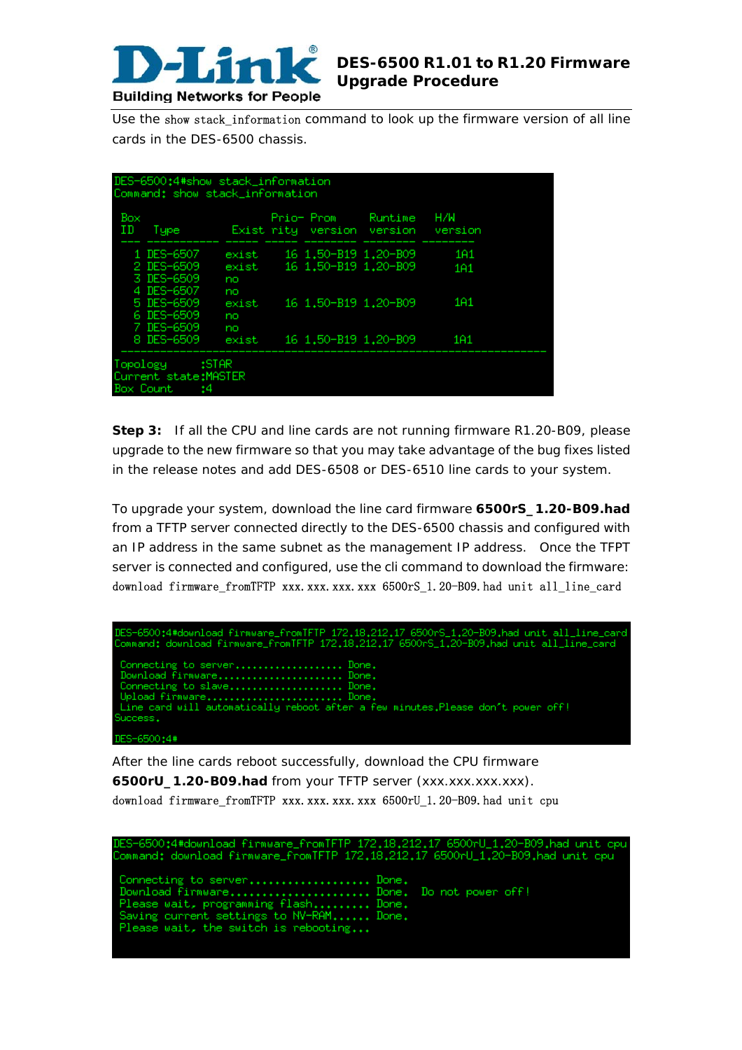Use the `show stack_information` command to look up the firmware version of all line cards in the DES-6500 chassis.

```
DES-6500:4#show stack_information
Command: show stack_information

 Box                    Prio- Prom     Runtime  H/W
 ID   Type        Exist rity  version  version  version
 --- ------------ ----- ----- -------- -------- --------
   1 DES-6507     exist   16  1.50-B19 1.20-B09    1A1
   2 DES-6509     exist   16  1.50-B19 1.20-B09    1A1
   3 DES-6509     no
   4 DES-6507     no
   5 DES-6509     exist   16  1.50-B19 1.20-B09    1A1
   6 DES-6509     no
   7 DES-6509     no
   8 DES-6509     exist   16  1.50-B19 1.20-B09    1A1
 ------------------------------------------------------------
Topology      :STAR
Current state:MASTER
Box Count     :4
```

**Step 3:** If all the CPU and line cards are not running firmware R1.20-B09, please upgrade to the new firmware so that you may take advantage of the bug fixes listed in the release notes and add DES-6508 or DES-6510 line cards to your system.

To upgrade your system, download the line card firmware **6500rS_1.20-B09.had** from a TFTP server connected directly to the DES-6500 chassis and configured with an IP address in the same subnet as the management IP address. Once the TFPT server is connected and configured, use the cli command to download the firmware:

`download firmware_fromTFTP xxx.xxx.xxx.xxx 6500rS_1.20-B09.had unit all_line_card`

```
DES-6500:4#download firmware_fromTFTP 172.18.212.17 6500rS_1.20-B09.had unit all_line_card
Command: download firmware_fromTFTP 172.18.212.17 6500rS_1.20-B09.had unit all_line_card

 Connecting to server.................... Done.
 Download firmware....................... Done.
 Connecting to slave..................... Done.
 Upload firmware......................... Done.
 Line card will automatically reboot after a few minutes.Please don't power off!
Success.

DES-6500:4#
```

After the line cards reboot successfully, download the CPU firmware **6500rU_1.20-B09.had** from your TFTP server (xxx.xxx.xxx.xxx).

`download firmware_fromTFTP xxx.xxx.xxx.xxx 6500rU_1.20-B09.had unit cpu`

```
DES-6500:4#download firmware_fromTFTP 172.18.212.17 6500rU_1.20-B09.had unit cpu
Command: download firmware_fromTFTP 172.18.212.17 6500rU_1.20-B09.had unit cpu

 Connecting to server.................... Done.
 Download firmware....................... Done.  Do not power off!
 Please wait, programming flash......... Done.
 Saving current settings to NV-RAM...... Done.
 Please wait, the switch is rebooting...
```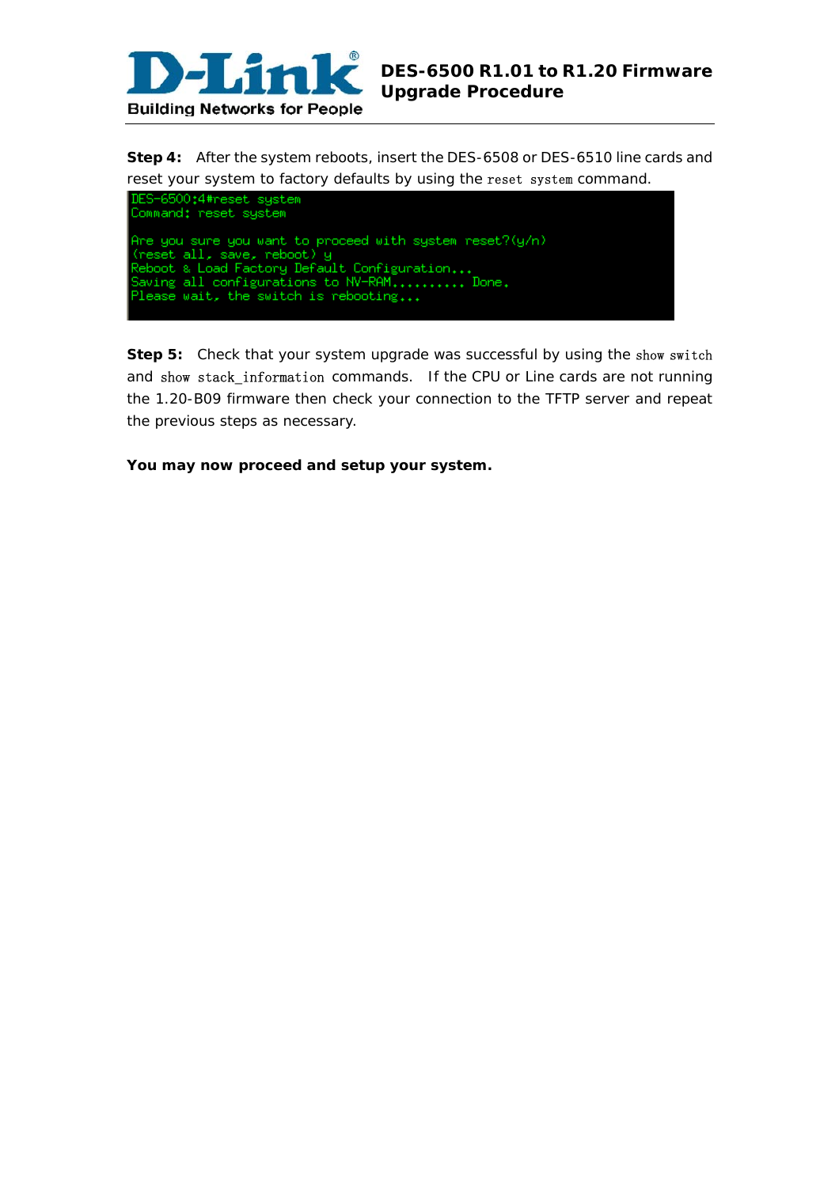**Step 4:** After the system reboots, insert the DES-6508 or DES-6510 line cards and reset your system to factory defaults by using the `reset system` command.

```
DES-6500:4#reset system
Command: reset system

Are you sure you want to proceed with system reset?(y/n)
(reset all, save, reboot) y
Reboot & Load Factory Default Configuration...
Saving all configurations to NV-RAM.......... Done.
Please wait, the switch is rebooting...
```

**Step 5:** Check that your system upgrade was successful by using the `show switch` and `show stack_information` commands. If the CPU or Line cards are not running the 1.20-B09 firmware then check your connection to the TFTP server and repeat the previous steps as necessary.

**You may now proceed and setup your system.**